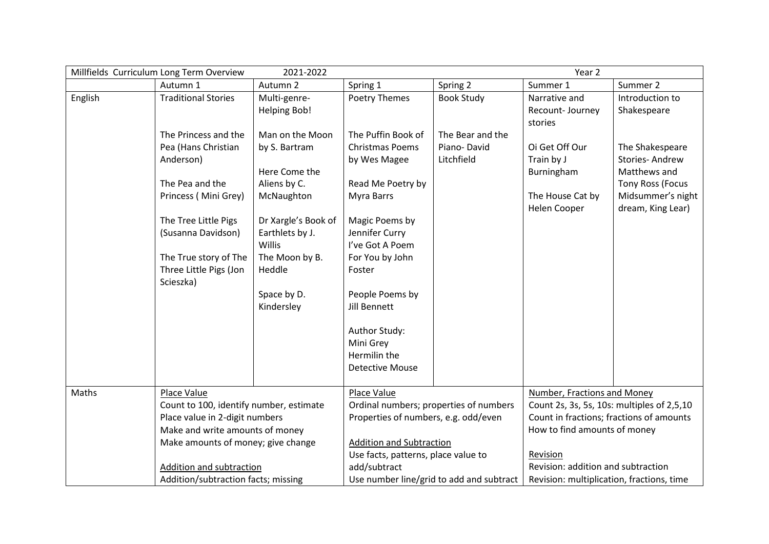| Millfields Curriculum Long Term Overview | 2021-2022 | | | Year 2 | | |
|---|---|---|---|---|---|---|
| | Autumn 1 | Autumn 2 | Spring 1 | Spring 2 | Summer 1 | Summer 2 |
| English | Traditional Stories<br><br>The Princess and the Pea (Hans Christian Anderson)<br><br>The Pea and the Princess ( Mini Grey)<br><br>The Tree Little Pigs (Susanna Davidson)<br><br>The True story of The Three Little Pigs (Jon Scieszka) | Multi-genre- Helping Bob!<br><br>Man on the Moon by S. Bartram<br><br>Here Come the Aliens by C. McNaughton<br><br>Dr Xargle's Book of Earthlets by J. Willis<br>The Moon by B. Heddle<br><br>Space by D. Kindersley | Poetry Themes<br><br>The Puffin Book of Christmas Poems by Wes Magee<br><br>Read Me Poetry by Myra Barrs<br><br>Magic Poems by Jennifer Curry<br>I've Got A Poem For You by John Foster<br><br>People Poems by Jill Bennett<br><br>Author Study: Mini Grey Hermilin the Detective Mouse | Book Study<br><br>The Bear and the Piano- David Litchfield | Narrative and Recount- Journey stories<br><br>Oi Get Off Our Train by J Burningham<br><br>The House Cat by Helen Cooper | Introduction to Shakespeare<br><br>The Shakespeare Stories- Andrew Matthews and Tony Ross (Focus Midsummer's night dream, King Lear) |
| Maths | Place Value<br>Count to 100, identify number, estimate<br>Place value in 2-digit numbers<br>Make and write amounts of money<br>Make amounts of money; give change<br><br>Addition and subtraction<br>Addition/subtraction facts; missing | | Place Value<br>Ordinal numbers; properties of numbers<br>Properties of numbers, e.g. odd/even<br><br>Addition and Subtraction<br>Use facts, patterns, place value to add/subtract<br>Use number line/grid to add and subtract | | Number, Fractions and Money<br>Count 2s, 3s, 5s, 10s: multiples of 2,5,10<br>Count in fractions; fractions of amounts<br>How to find amounts of money<br><br>Revision<br>Revision: addition and subtraction<br>Revision: multiplication, fractions, time | |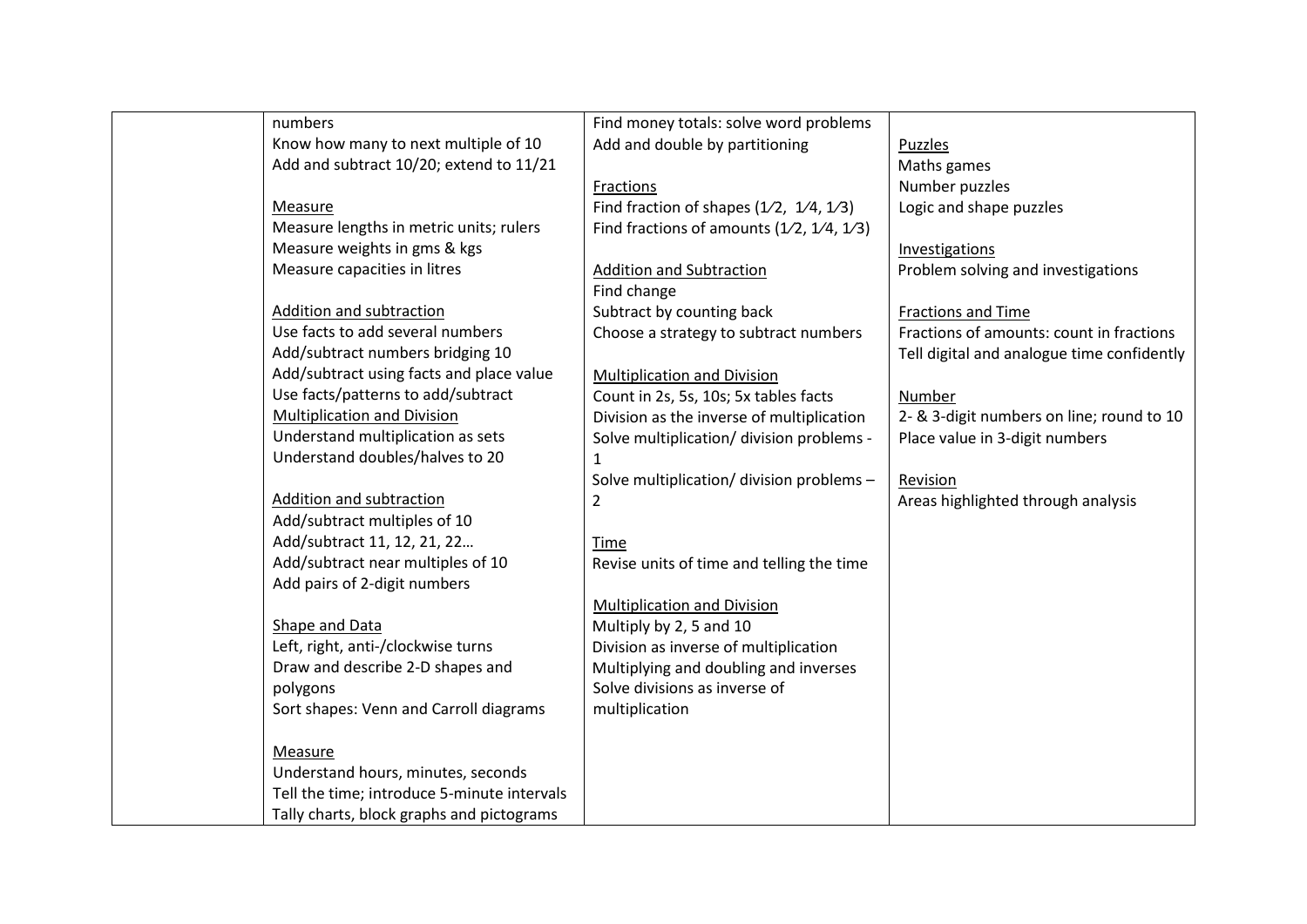| | | | |
|---|---|---|---|
| | numbers<br>Know how many to next multiple of 10<br>Add and subtract 10/20; extend to 11/21<br><br><u>Measure</u><br>Measure lengths in metric units; rulers<br>Measure weights in gms & kgs<br>Measure capacities in litres<br><br><u>Addition and subtraction</u><br>Use facts to add several numbers<br>Add/subtract numbers bridging 10<br>Add/subtract using facts and place value<br>Use facts/patterns to add/subtract<br><u>Multiplication and Division</u><br>Understand multiplication as sets<br>Understand doubles/halves to 20<br><br><u>Addition and subtraction</u><br>Add/subtract multiples of 10<br>Add/subtract 11, 12, 21, 22…<br>Add/subtract near multiples of 10<br>Add pairs of 2-digit numbers<br><br><u>Shape and Data</u><br>Left, right, anti-/clockwise turns<br>Draw and describe 2-D shapes and polygons<br>Sort shapes: Venn and Carroll diagrams<br><br><u>Measure</u><br>Understand hours, minutes, seconds<br>Tell the time; introduce 5-minute intervals<br>Tally charts, block graphs and pictograms | Find money totals: solve word problems<br>Add and double by partitioning<br><br><u>Fractions</u><br>Find fraction of shapes (1⁄2, 1⁄4, 1⁄3)<br>Find fractions of amounts (1⁄2, 1⁄4, 1⁄3)<br><br><u>Addition and Subtraction</u><br>Find change<br>Subtract by counting back<br>Choose a strategy to subtract numbers<br><br><u>Multiplication and Division</u><br>Count in 2s, 5s, 10s; 5x tables facts<br>Division as the inverse of multiplication<br>Solve multiplication/ division problems - 1<br>Solve multiplication/ division problems – 2<br><br><u>Time</u><br>Revise units of time and telling the time<br><br><u>Multiplication and Division</u><br>Multiply by 2, 5 and 10<br>Division as inverse of multiplication<br>Multiplying and doubling and inverses<br>Solve divisions as inverse of multiplication | <u>Puzzles</u><br>Maths games<br>Number puzzles<br>Logic and shape puzzles<br><br><u>Investigations</u><br>Problem solving and investigations<br><br><u>Fractions and Time</u><br>Fractions of amounts: count in fractions<br>Tell digital and analogue time confidently<br><br><u>Number</u><br>2- & 3-digit numbers on line; round to 10<br>Place value in 3-digit numbers<br><br><u>Revision</u><br>Areas highlighted through analysis |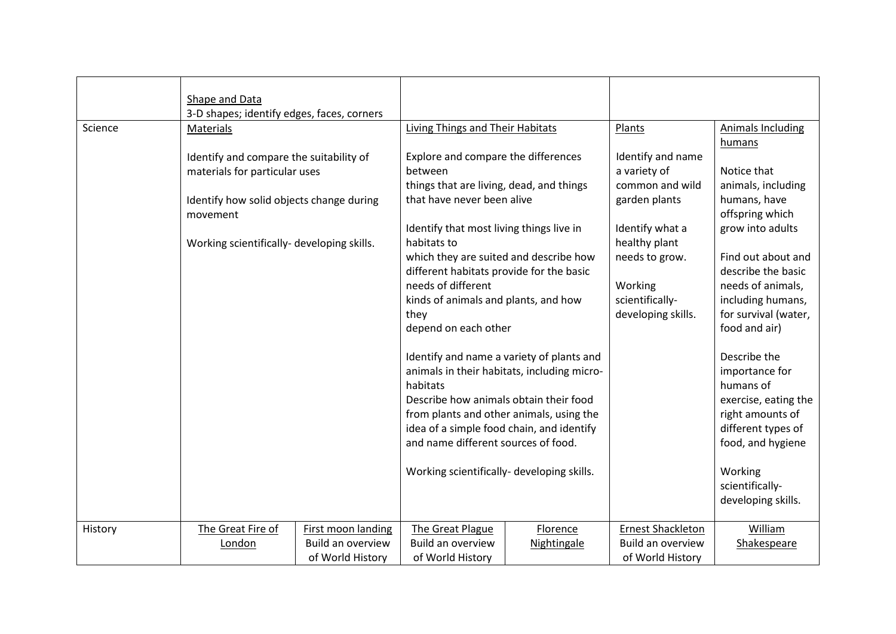| | | | | | | |
|---|---|---|---|---|---|---|
| | Shape and Data<br>3-D shapes; identify edges, faces, corners | | | | | |
| Science | Materials<br><br>Identify and compare the suitability of materials for particular uses<br><br>Identify how solid objects change during movement<br><br>Working scientifically- developing skills. | | Living Things and Their Habitats<br><br>Explore and compare the differences between things that are living, dead, and things that have never been alive<br><br>Identify that most living things live in habitats to which they are suited and describe how different habitats provide for the basic needs of different kinds of animals and plants, and how they depend on each other<br><br>Identify and name a variety of plants and animals in their habitats, including micro-habitats<br>Describe how animals obtain their food from plants and other animals, using the idea of a simple food chain, and identify and name different sources of food.<br><br>Working scientifically- developing skills. | | Plants<br><br>Identify and name a variety of common and wild garden plants<br><br>Identify what a healthy plant needs to grow.<br><br>Working scientifically- developing skills. | Animals Including humans<br><br>Notice that animals, including humans, have offspring which grow into adults<br><br>Find out about and describe the basic needs of animals, including humans, for survival (water, food and air)<br><br>Describe the importance for humans of exercise, eating the right amounts of different types of food, and hygiene<br><br>Working scientifically- developing skills. |
| History | The Great Fire of London | First moon landing<br>Build an overview of World History | The Great Plague<br>Build an overview of World History | Florence Nightingale | Ernest Shackleton<br>Build an overview of World History | William Shakespeare |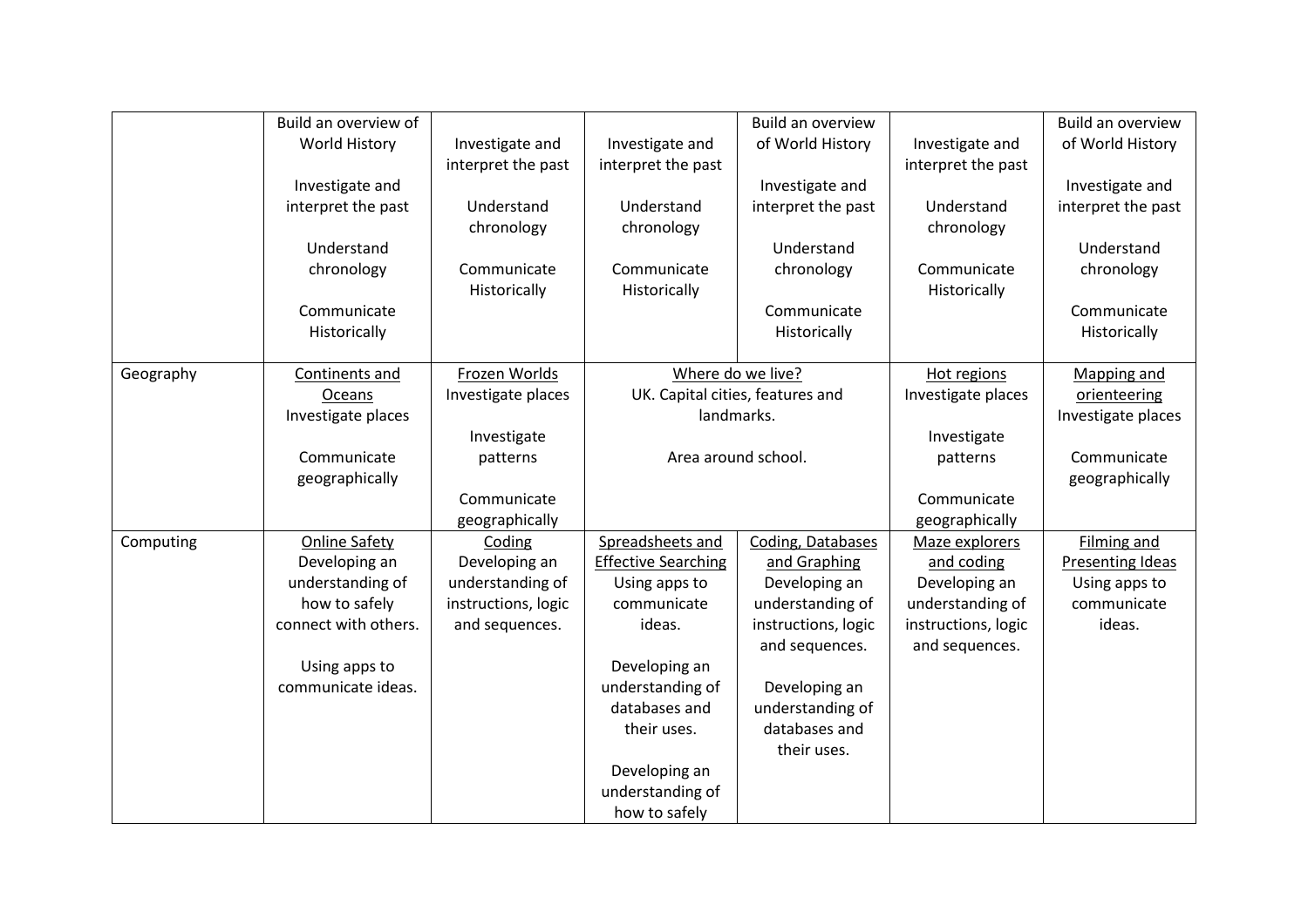| | | | | | | |
|---|---|---|---|---|---|---|
| | Build an overview of World History<br><br>Investigate and interpret the past<br><br>Understand chronology<br><br>Communicate Historically | Investigate and interpret the past<br><br>Understand chronology<br><br>Communicate Historically | Investigate and interpret the past<br><br>Understand chronology<br><br>Communicate Historically | Build an overview of World History<br><br>Investigate and interpret the past<br><br>Understand chronology<br><br>Communicate Historically | Investigate and interpret the past<br><br>Understand chronology<br><br>Communicate Historically | Build an overview of World History<br><br>Investigate and interpret the past<br><br>Understand chronology<br><br>Communicate Historically |
| Geography | Continents and Oceans<br>Investigate places<br><br>Communicate geographically | Frozen Worlds<br>Investigate places<br><br>Investigate patterns<br><br>Communicate geographically | Where do we live?<br>UK. Capital cities, features and landmarks.<br><br>Area around school. | | Hot regions<br>Investigate places<br><br>Investigate patterns<br><br>Communicate geographically | Mapping and orienteering<br>Investigate places<br><br>Communicate geographically |
| Computing | Online Safety<br>Developing an understanding of how to safely connect with others.<br><br>Using apps to communicate ideas. | Coding<br>Developing an understanding of instructions, logic and sequences. | Spreadsheets and Effective Searching<br>Using apps to communicate ideas.<br><br>Developing an understanding of databases and their uses.<br><br>Developing an understanding of how to safely | Coding, Databases and Graphing<br>Developing an understanding of instructions, logic and sequences.<br><br>Developing an understanding of databases and their uses. | Maze explorers and coding<br>Developing an understanding of instructions, logic and sequences. | Filming and Presenting Ideas<br>Using apps to communicate ideas. |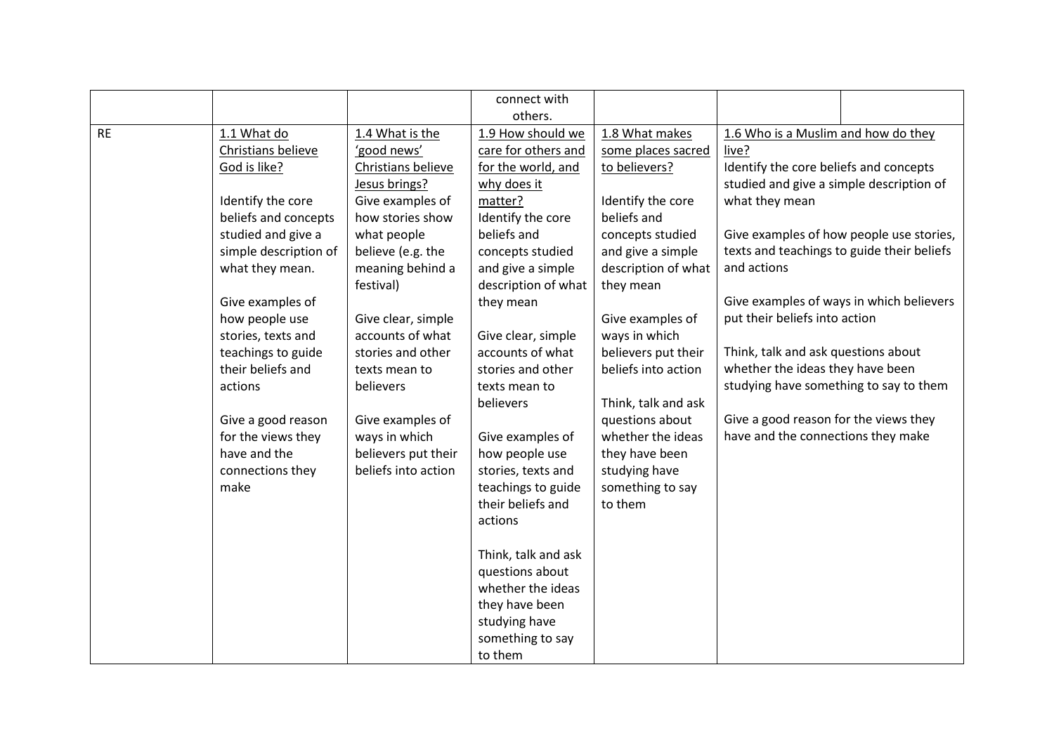| | | | | | | |
|---|---|---|---|---|---|---|
| | | | connect with others. | | | |
| RE | 1.1 What do Christians believe God is like?<br><br>Identify the core beliefs and concepts studied and give a simple description of what they mean.<br><br>Give examples of how people use stories, texts and teachings to guide their beliefs and actions<br><br>Give a good reason for the views they have and the connections they make | 1.4 What is the 'good news' Christians believe Jesus brings?<br>Give examples of how stories show what people believe (e.g. the meaning behind a festival)<br><br>Give clear, simple accounts of what stories and other texts mean to believers<br><br>Give examples of ways in which believers put their beliefs into action | 1.9 How should we care for others and for the world, and why does it matter?<br>Identify the core beliefs and concepts studied and give a simple description of what they mean<br><br>Give clear, simple accounts of what stories and other texts mean to believers<br><br>Give examples of how people use stories, texts and teachings to guide their beliefs and actions<br><br>Think, talk and ask questions about whether the ideas they have been studying have something to say to them | 1.8 What makes some places sacred to believers?<br><br>Identify the core beliefs and concepts studied and give a simple description of what they mean<br><br>Give examples of ways in which believers put their beliefs into action<br><br>Think, talk and ask questions about whether the ideas they have been studying have something to say to them | 1.6 Who is a Muslim and how do they live?<br>Identify the core beliefs and concepts studied and give a simple description of what they mean<br><br>Give examples of how people use stories, texts and teachings to guide their beliefs and actions<br><br>Give examples of ways in which believers put their beliefs into action<br><br>Think, talk and ask questions about whether the ideas they have been studying have something to say to them<br><br>Give a good reason for the views they have and the connections they make | |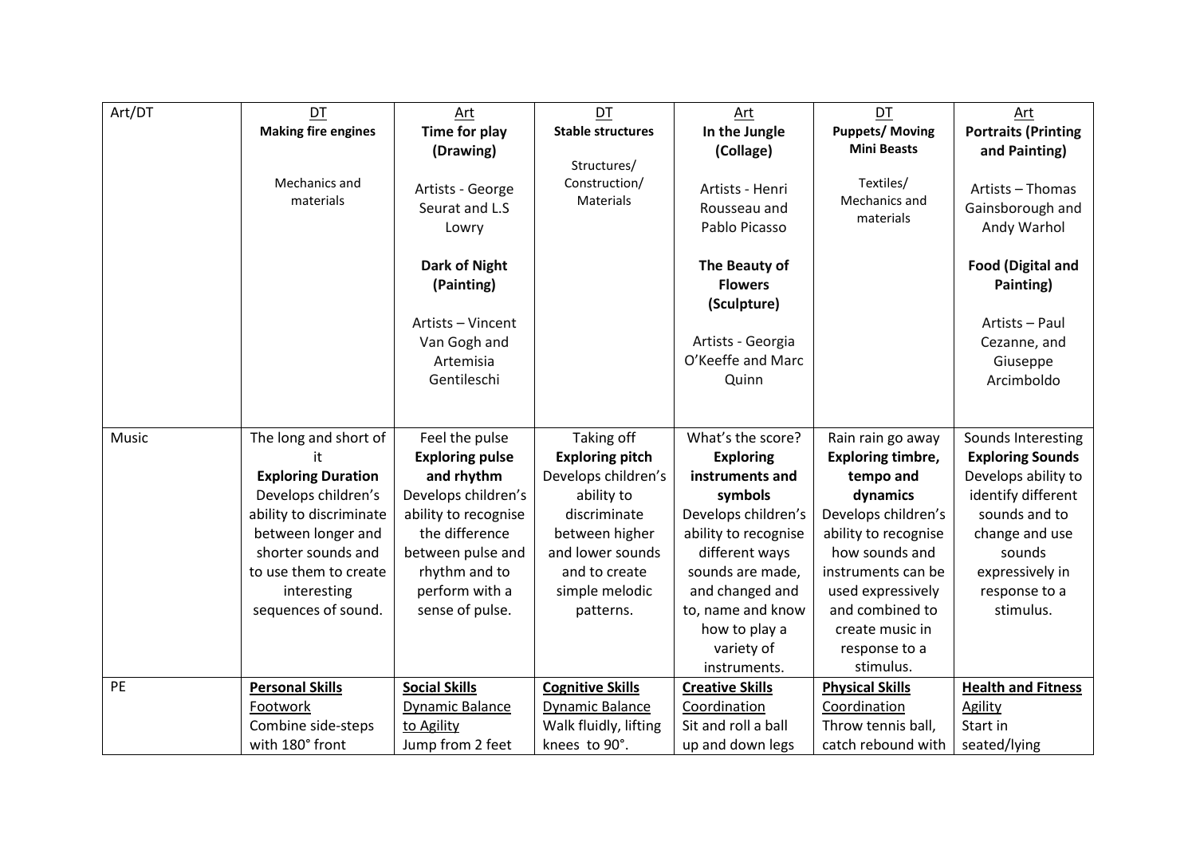| Art/DT | DT **Making fire engines** Mechanics and materials | Art **Time for play (Drawing)** Artists - George Seurat and L.S Lowry **Dark of Night (Painting)** Artists – Vincent Van Gogh and Artemisia Gentileschi | DT **Stable structures** Structures/ Construction/ Materials | Art **In the Jungle (Collage)** Artists - Henri Rousseau and Pablo Picasso **The Beauty of Flowers (Sculpture)** Artists - Georgia O'Keeffe and Marc Quinn | DT **Puppets/ Moving Mini Beasts** Textiles/ Mechanics and materials | Art **Portraits (Printing and Painting)** Artists – Thomas Gainsborough and Andy Warhol **Food (Digital and Painting)** Artists – Paul Cezanne, and Giuseppe Arcimboldo |
|---|---|---|---|---|---|---|
| Music | The long and short of it **Exploring Duration** Develops children's ability to discriminate between longer and shorter sounds and to use them to create interesting sequences of sound. | Feel the pulse **Exploring pulse and rhythm** Develops children's ability to recognise the difference between pulse and rhythm and to perform with a sense of pulse. | Taking off **Exploring pitch** Develops children's ability to discriminate between higher and lower sounds and to create simple melodic patterns. | What's the score? **Exploring instruments and symbols** Develops children's ability to recognise different ways sounds are made, and changed and to, name and know how to play a variety of instruments. | Rain rain go away **Exploring timbre, tempo and dynamics** Develops children's ability to recognise how sounds and instruments can be used expressively and combined to create music in response to a stimulus. | Sounds Interesting **Exploring Sounds** Develops ability to identify different sounds and to change and use sounds expressively in response to a stimulus. |
| PE | **Personal Skills** Footwork Combine side-steps with 180° front | **Social Skills** Dynamic Balance to Agility Jump from 2 feet | **Cognitive Skills** Dynamic Balance Walk fluidly, lifting knees to 90°. | **Creative Skills** Coordination Sit and roll a ball up and down legs | **Physical Skills** Coordination Throw tennis ball, catch rebound with | **Health and Fitness** Agility Start in seated/lying |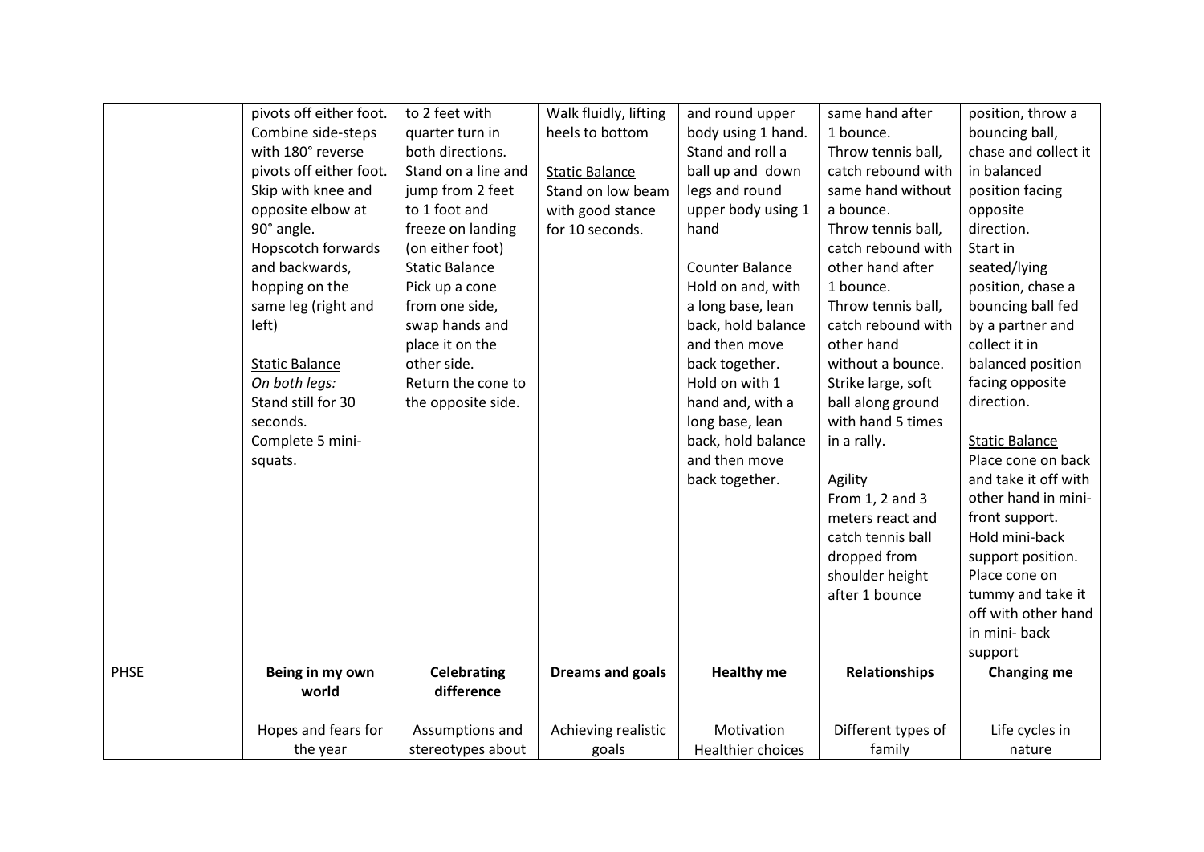| | | | | | | |
|---|---|---|---|---|---|---|
| | pivots off either foot. Combine side-steps with 180° reverse pivots off either foot. Skip with knee and opposite elbow at 90° angle. Hopscotch forwards and backwards, hopping on the same leg (right and left)<br><br><u>Static Balance</u><br>*On both legs:*<br>Stand still for 30 seconds.<br>Complete 5 mini-squats. | to 2 feet with quarter turn in both directions. Stand on a line and jump from 2 feet to 1 foot and freeze on landing (on either foot)<br><u>Static Balance</u><br>Pick up a cone from one side, swap hands and place it on the other side. Return the cone to the opposite side. | Walk fluidly, lifting heels to bottom<br><br><u>Static Balance</u><br>Stand on low beam with good stance for 10 seconds. | and round upper body using 1 hand. Stand and roll a ball up and down legs and round upper body using 1 hand<br><br><u>Counter Balance</u><br>Hold on and, with a long base, lean back, hold balance and then move back together. Hold on with 1 hand and, with a long base, lean back, hold balance and then move back together. | same hand after 1 bounce. Throw tennis ball, catch rebound with same hand without a bounce. Throw tennis ball, catch rebound with other hand after 1 bounce. Throw tennis ball, catch rebound with other hand without a bounce. Strike large, soft ball along ground with hand 5 times in a rally.<br><br><u>Agility</u><br>From 1, 2 and 3 meters react and catch tennis ball dropped from shoulder height after 1 bounce | position, throw a bouncing ball, chase and collect it in balanced position facing opposite direction. Start in seated/lying position, chase a bouncing ball fed by a partner and collect it in balanced position facing opposite direction.<br><br><u>Static Balance</u><br>Place cone on back and take it off with other hand in mini-front support. Hold mini-back support position. Place cone on tummy and take it off with other hand in mini- back support |
| PHSE | **Being in my own world**<br><br>Hopes and fears for the year | **Celebrating difference**<br><br>Assumptions and stereotypes about | **Dreams and goals**<br><br>Achieving realistic goals | **Healthy me**<br><br>Motivation<br>Healthier choices | **Relationships**<br><br>Different types of family | **Changing me**<br><br>Life cycles in nature |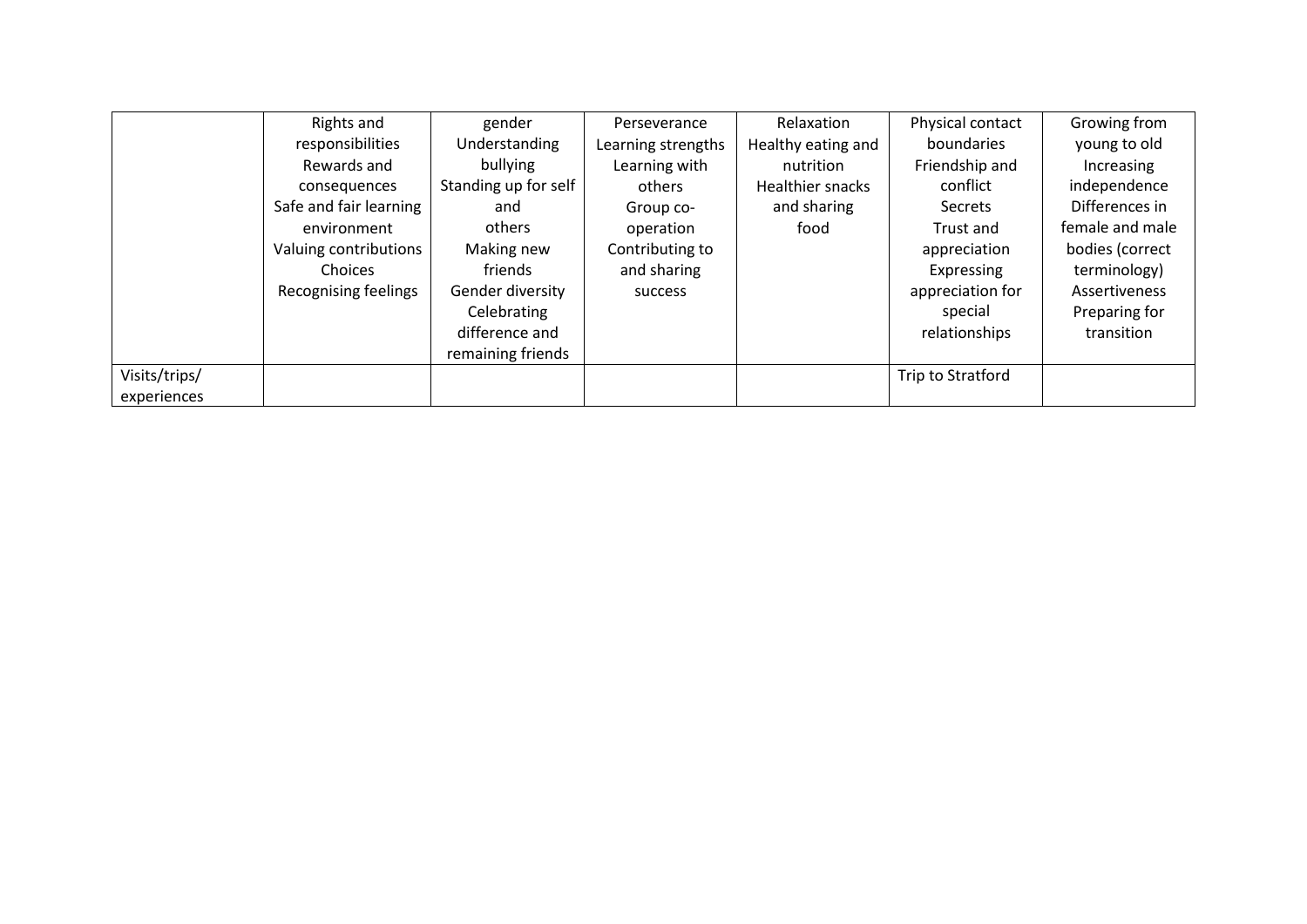| | | | | | | |
|---|---|---|---|---|---|---|
| | Rights and responsibilities<br>Rewards and consequences<br>Safe and fair learning environment<br>Valuing contributions<br>Choices<br>Recognising feelings | gender<br>Understanding bullying<br>Standing up for self and others<br>Making new friends<br>Gender diversity<br>Celebrating difference and remaining friends | Perseverance<br>Learning strengths<br>Learning with others<br>Group co-operation<br>Contributing to and sharing success | Relaxation<br>Healthy eating and nutrition<br>Healthier snacks and sharing food | Physical contact boundaries<br>Friendship and conflict<br>Secrets<br>Trust and appreciation<br>Expressing appreciation for special relationships | Growing from young to old<br>Increasing independence<br>Differences in female and male bodies (correct terminology)<br>Assertiveness<br>Preparing for transition |
| Visits/trips/ experiences | | | | | Trip to Stratford | |